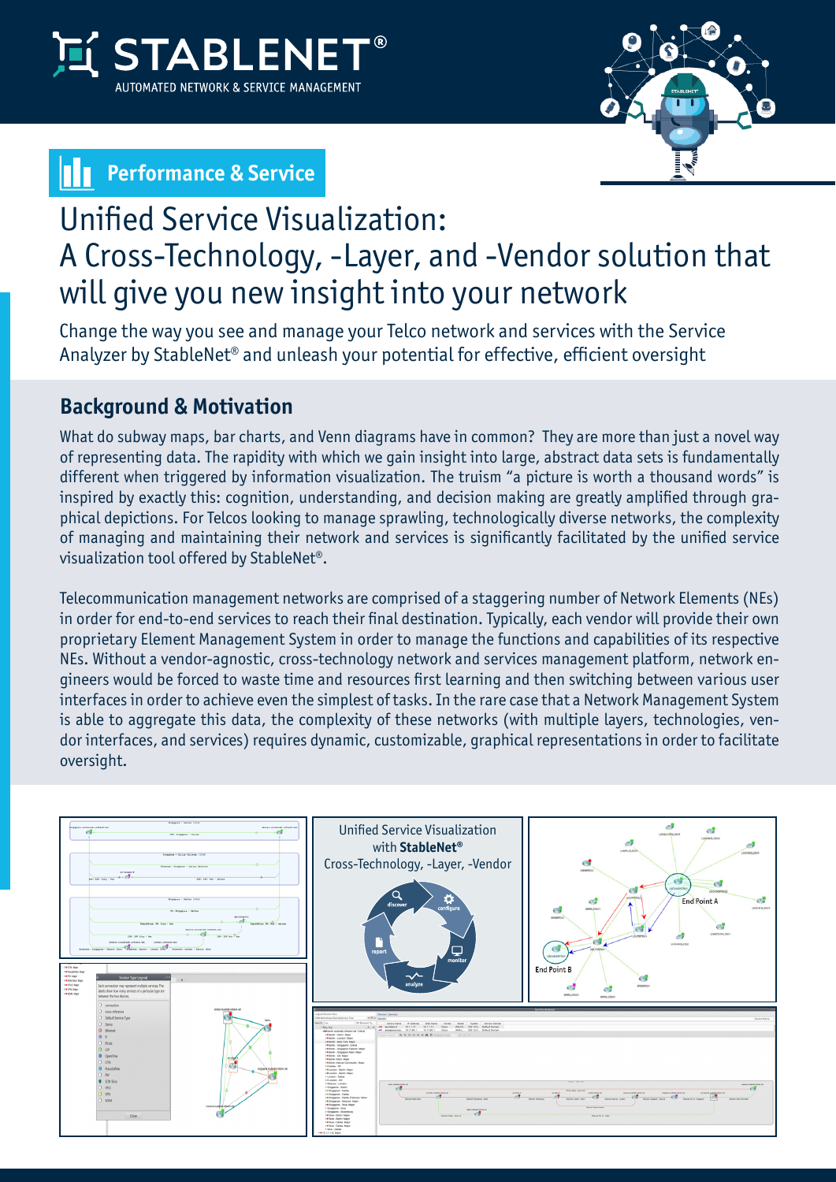# STABLENET®

AUTOMATED NETWORK & SERVICE MANAGEMENT

**Performance & Service**

# Unified Service Visualization: A Cross-Technology, -Layer, and -Vendor solution that will give you new insight into your network

Change the way you see and manage your Telco network and services with the Service Analyzer by StableNet® and unleash your potential for effective, efficient oversight

## Background & Motivation

What do subway maps, bar charts, and Venn diagrams have in common? They are more than just a novel way of representing data. The rapidity with which we gain insight into large, abstract data sets is fundamentally different when triggered by information visualization. The truism "a picture is worth a thousand words" is inspired by exactly this: cognition, understanding, and decision making are greatly amplified through graphical depictions. For Telcos looking to manage sprawling, technologically diverse networks, the complexity of managing and maintaining their network and services is significantly facilitated by the unified service visualization tool offered by StableNet®.

Telecommunication management networks are comprised of a staggering number of Network Elements (NEs) in order for end-to-end services to reach their final destination. Typically, each vendor will provide their own proprietary Element Management System in order to manage the functions and capabilities of its respective NEs. Without a vendor-agnostic, cross-technology network and services management platform, network engineers would be forced to waste time and resources first learning and then switching between various user interfaces in order to achieve even the simplest of tasks. In the rare case that a Network Management System is able to aggregate this data, the complexity of these networks (with multiple layers, technologies, vendor interfaces, and services) requires dynamic, customizable, graphical representations in order to facilitate oversight.

Unified Service Visualization with **StableNet®** Cross-Technology, -Layer, -Vendor

discover · configure · monitor · analyze · report

End Point A

End Point B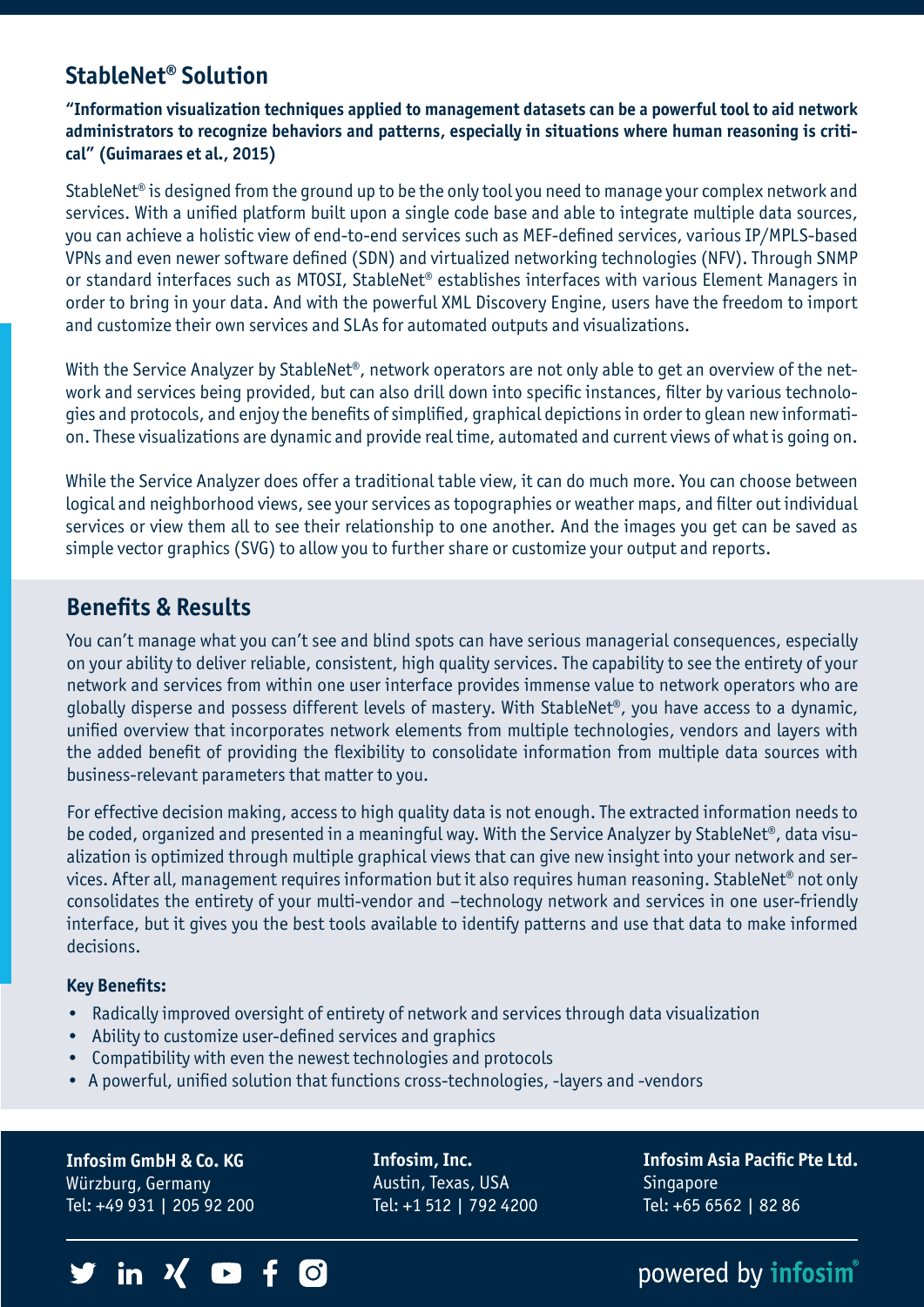## StableNet® Solution

**"Information visualization techniques applied to management datasets can be a powerful tool to aid network administrators to recognize behaviors and patterns, especially in situations where human reasoning is critical" (Guimaraes et al., 2015)**

StableNet® is designed from the ground up to be the only tool you need to manage your complex network and services. With a unified platform built upon a single code base and able to integrate multiple data sources, you can achieve a holistic view of end-to-end services such as MEF-defined services, various IP/MPLS-based VPNs and even newer software defined (SDN) and virtualized networking technologies (NFV). Through SNMP or standard interfaces such as MTOSI, StableNet® establishes interfaces with various Element Managers in order to bring in your data. And with the powerful XML Discovery Engine, users have the freedom to import and customize their own services and SLAs for automated outputs and visualizations.

With the Service Analyzer by StableNet®, network operators are not only able to get an overview of the network and services being provided, but can also drill down into specific instances, filter by various technologies and protocols, and enjoy the benefits of simplified, graphical depictions in order to glean new information. These visualizations are dynamic and provide real time, automated and current views of what is going on.

While the Service Analyzer does offer a traditional table view, it can do much more. You can choose between logical and neighborhood views, see your services as topographies or weather maps, and filter out individual services or view them all to see their relationship to one another. And the images you get can be saved as simple vector graphics (SVG) to allow you to further share or customize your output and reports.

## Benefits & Results

You can't manage what you can't see and blind spots can have serious managerial consequences, especially on your ability to deliver reliable, consistent, high quality services. The capability to see the entirety of your network and services from within one user interface provides immense value to network operators who are globally disperse and possess different levels of mastery. With StableNet®, you have access to a dynamic, unified overview that incorporates network elements from multiple technologies, vendors and layers with the added benefit of providing the flexibility to consolidate information from multiple data sources with business-relevant parameters that matter to you.

For effective decision making, access to high quality data is not enough. The extracted information needs to be coded, organized and presented in a meaningful way. With the Service Analyzer by StableNet®, data visualization is optimized through multiple graphical views that can give new insight into your network and services. After all, management requires information but it also requires human reasoning. StableNet® not only consolidates the entirety of your multi-vendor and –technology network and services in one user-friendly interface, but it gives you the best tools available to identify patterns and use that data to make informed decisions.

**Key Benefits:**

- Radically improved oversight of entirety of network and services through data visualization
- Ability to customize user-defined services and graphics
- Compatibility with even the newest technologies and protocols
- A powerful, unified solution that functions cross-technologies, -layers and -vendors

**Infosim GmbH & Co. KG**
Würzburg, Germany
Tel: +49 931 | 205 92 200

**Infosim, Inc.**
Austin, Texas, USA
Tel: +1 512 | 792 4200

**Infosim Asia Pacific Pte Ltd.**
Singapore
Tel: +65 6562 | 82 86

powered by infosim®